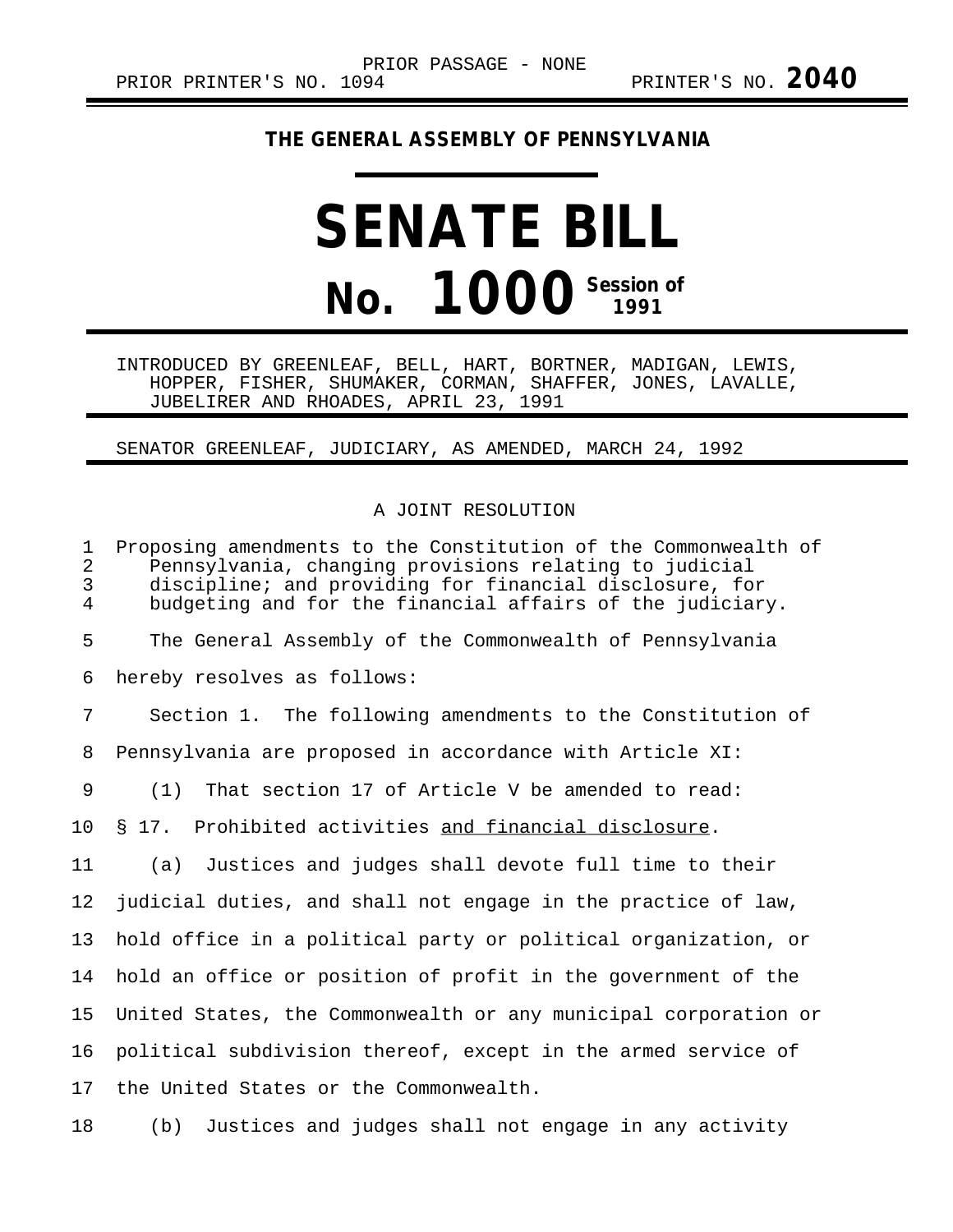PRIOR PASSAGE - NONE

PRIOR PRINTER'S NO. 1094 PRINTER'S NO. **2040**

**THE GENERAL ASSEMBLY OF PENNSYLVANIA**

# SENATE BILL

# No. 1000 Session of 1991

INTRODUCED BY GREENLEAF, BELL, HART, BORTNER, MADIGAN, LEWIS, HOPPER, FISHER, SHUMAKER, CORMAN, SHAFFER, JONES, LAVALLE, JUBELIRER AND RHOADES, APRIL 23, 1991

SENATOR GREENLEAF, JUDICIARY, AS AMENDED, MARCH 24, 1992

A JOINT RESOLUTION

Proposing amendments to the Constitution of the Commonwealth of Pennsylvania, changing provisions relating to judicial discipline; and providing for financial disclosure, for budgeting and for the financial affairs of the judiciary.

The General Assembly of the Commonwealth of Pennsylvania hereby resolves as follows:

Section 1. The following amendments to the Constitution of Pennsylvania are proposed in accordance with Article XI:

(1) That section 17 of Article V be amended to read:

§ 17. Prohibited activities <u>and financial disclosure</u>.

(a) Justices and judges shall devote full time to their judicial duties, and shall not engage in the practice of law, hold office in a political party or political organization, or hold an office or position of profit in the government of the United States, the Commonwealth or any municipal corporation or political subdivision thereof, except in the armed service of the United States or the Commonwealth.

(b) Justices and judges shall not engage in any activity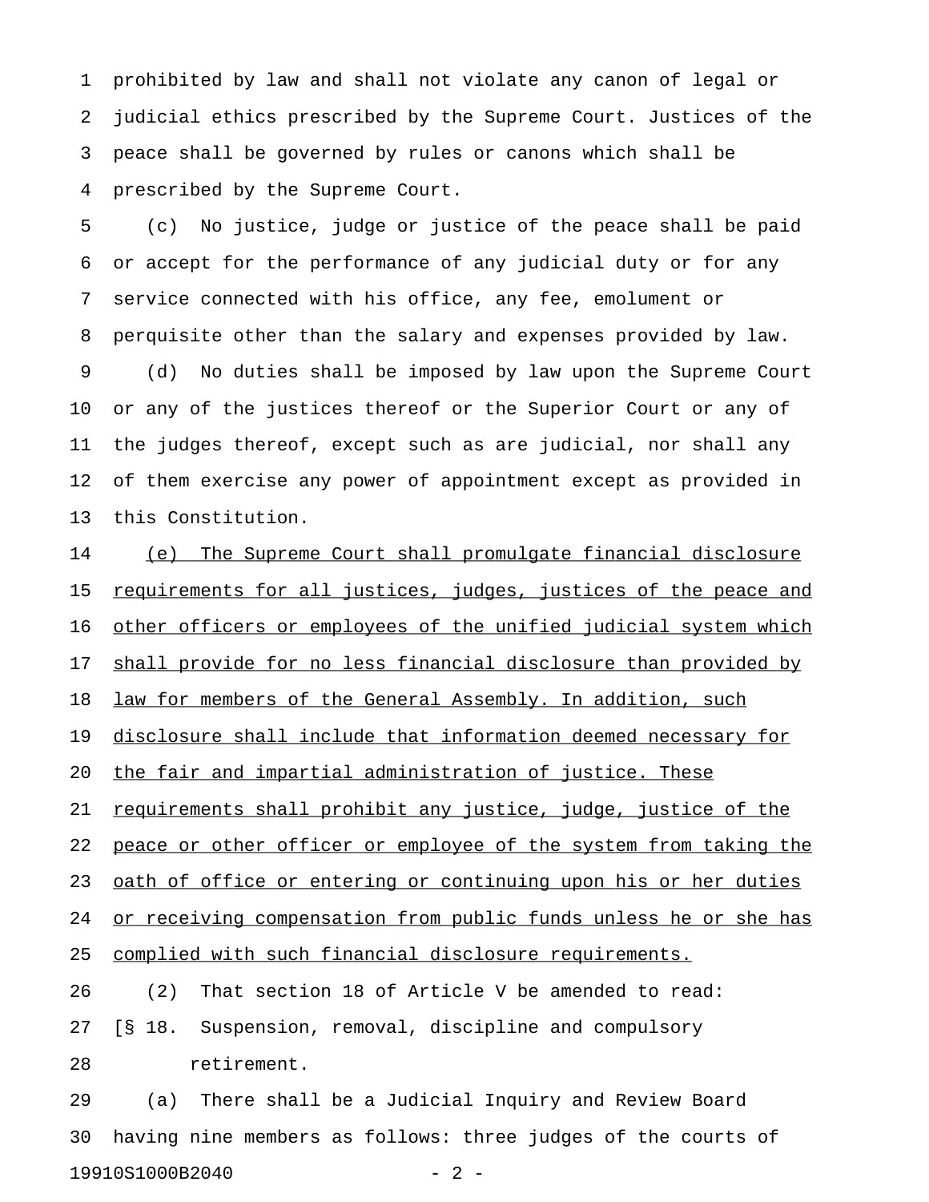prohibited by law and shall not violate any canon of legal or judicial ethics prescribed by the Supreme Court. Justices of the peace shall be governed by rules or canons which shall be prescribed by the Supreme Court.

(c) No justice, judge or justice of the peace shall be paid or accept for the performance of any judicial duty or for any service connected with his office, any fee, emolument or perquisite other than the salary and expenses provided by law.

(d) No duties shall be imposed by law upon the Supreme Court or any of the justices thereof or the Superior Court or any of the judges thereof, except such as are judicial, nor shall any of them exercise any power of appointment except as provided in this Constitution.

<u>(e) The Supreme Court shall promulgate financial disclosure requirements for all justices, judges, justices of the peace and other officers or employees of the unified judicial system which shall provide for no less financial disclosure than provided by law for members of the General Assembly. In addition, such disclosure shall include that information deemed necessary for the fair and impartial administration of justice. These requirements shall prohibit any justice, judge, justice of the peace or other officer or employee of the system from taking the oath of office or entering or continuing upon his or her duties or receiving compensation from public funds unless he or she has complied with such financial disclosure requirements.</u>

(2) That section 18 of Article V be amended to read:

[§ 18. Suspension, removal, discipline and compulsory retirement.

(a) There shall be a Judicial Inquiry and Review Board having nine members as follows: three judges of the courts of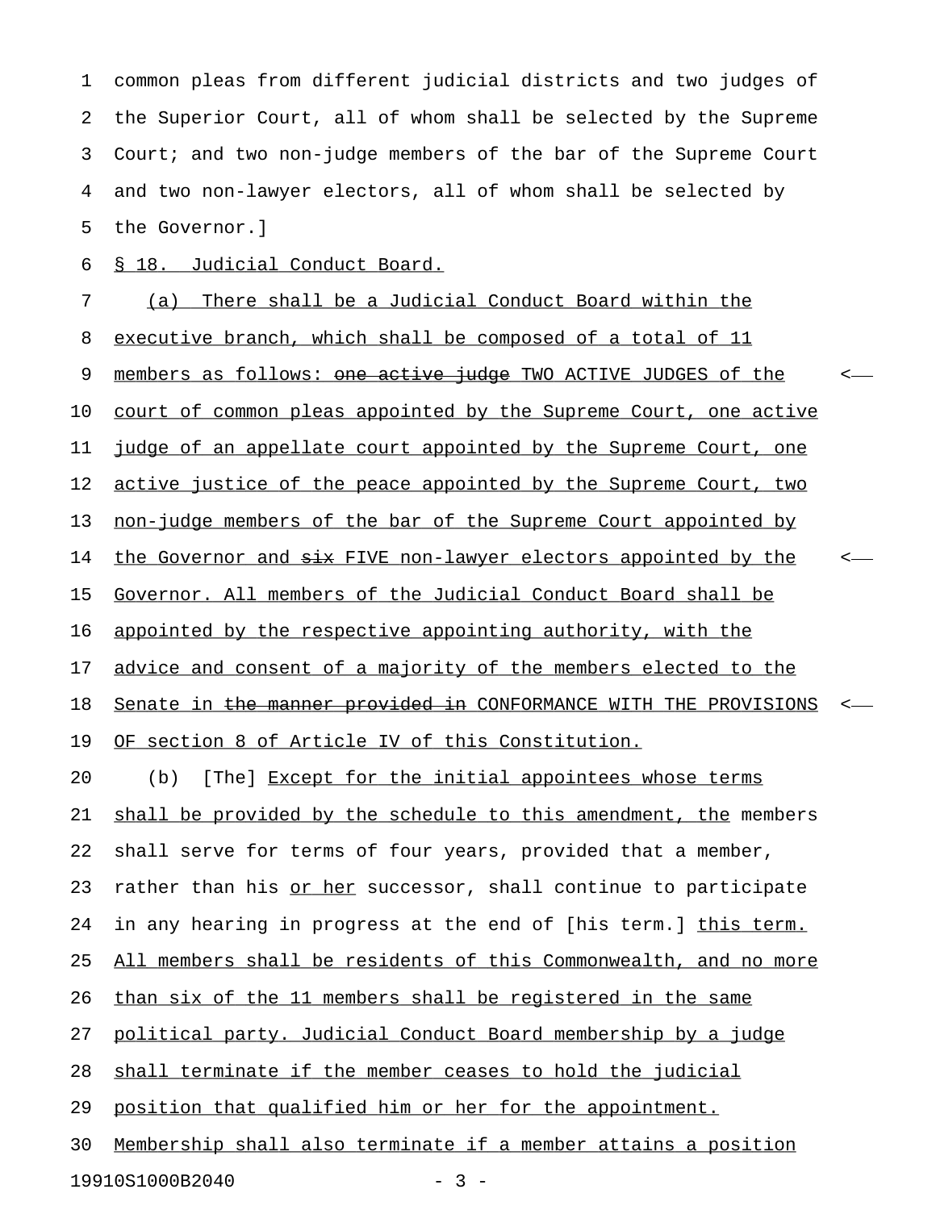common pleas from different judicial districts and two judges of the Superior Court, all of whom shall be selected by the Supreme Court; and two non-judge members of the bar of the Supreme Court and two non-lawyer electors, all of whom shall be selected by the Governor.]

§ 18. Judicial Conduct Board.

(a) There shall be a Judicial Conduct Board within the executive branch, which shall be composed of a total of 11 members as follows: ~~one active judge~~ TWO ACTIVE JUDGES of the court of common pleas appointed by the Supreme Court, one active judge of an appellate court appointed by the Supreme Court, one active justice of the peace appointed by the Supreme Court, two non-judge members of the bar of the Supreme Court appointed by the Governor and ~~six~~ FIVE non-lawyer electors appointed by the Governor. All members of the Judicial Conduct Board shall be appointed by the respective appointing authority, with the advice and consent of a majority of the members elected to the Senate in ~~the manner provided in~~ CONFORMANCE WITH THE PROVISIONS OF section 8 of Article IV of this Constitution.

(b) [The] Except for the initial appointees whose terms shall be provided by the schedule to this amendment, the members shall serve for terms of four years, provided that a member, rather than his or her successor, shall continue to participate in any hearing in progress at the end of [his term.] this term. All members shall be residents of this Commonwealth, and no more than six of the 11 members shall be registered in the same political party. Judicial Conduct Board membership by a judge shall terminate if the member ceases to hold the judicial position that qualified him or her for the appointment. Membership shall also terminate if a member attains a position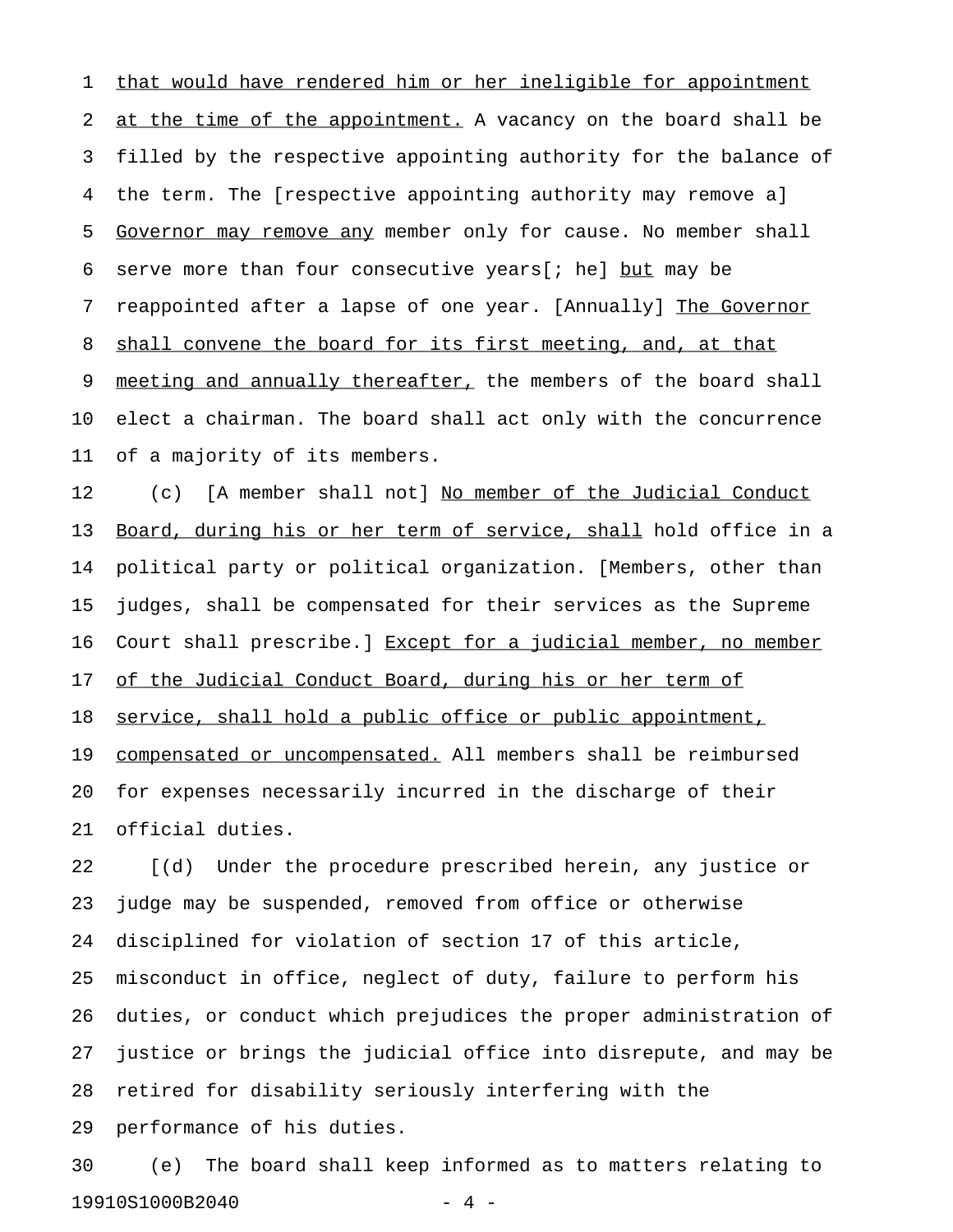that would have rendered him or her ineligible for appointment at the time of the appointment. A vacancy on the board shall be filled by the respective appointing authority for the balance of the term. The [respective appointing authority may remove a] Governor may remove any member only for cause. No member shall serve more than four consecutive years[; he] but may be reappointed after a lapse of one year. [Annually] The Governor shall convene the board for its first meeting, and, at that meeting and annually thereafter, the members of the board shall elect a chairman. The board shall act only with the concurrence of a majority of its members.

(c) [A member shall not] No member of the Judicial Conduct Board, during his or her term of service, shall hold office in a political party or political organization. [Members, other than judges, shall be compensated for their services as the Supreme Court shall prescribe.] Except for a judicial member, no member of the Judicial Conduct Board, during his or her term of service, shall hold a public office or public appointment, compensated or uncompensated. All members shall be reimbursed for expenses necessarily incurred in the discharge of their official duties.

[(d) Under the procedure prescribed herein, any justice or judge may be suspended, removed from office or otherwise disciplined for violation of section 17 of this article, misconduct in office, neglect of duty, failure to perform his duties, or conduct which prejudices the proper administration of justice or brings the judicial office into disrepute, and may be retired for disability seriously interfering with the performance of his duties.

(e) The board shall keep informed as to matters relating to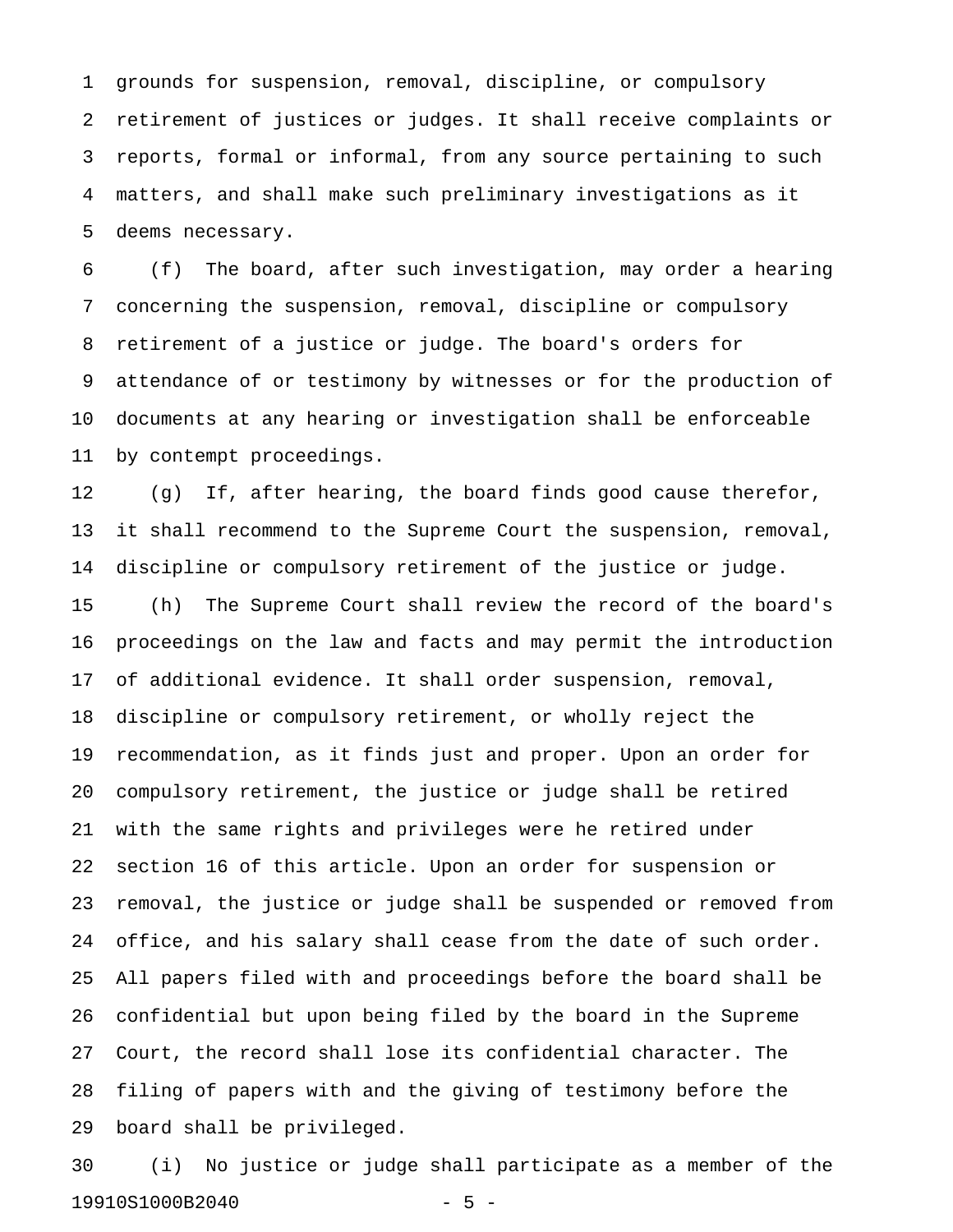grounds for suspension, removal, discipline, or compulsory retirement of justices or judges. It shall receive complaints or reports, formal or informal, from any source pertaining to such matters, and shall make such preliminary investigations as it deems necessary.

(f) The board, after such investigation, may order a hearing concerning the suspension, removal, discipline or compulsory retirement of a justice or judge. The board's orders for attendance of or testimony by witnesses or for the production of documents at any hearing or investigation shall be enforceable by contempt proceedings.

(g) If, after hearing, the board finds good cause therefor, it shall recommend to the Supreme Court the suspension, removal, discipline or compulsory retirement of the justice or judge.

(h) The Supreme Court shall review the record of the board's proceedings on the law and facts and may permit the introduction of additional evidence. It shall order suspension, removal, discipline or compulsory retirement, or wholly reject the recommendation, as it finds just and proper. Upon an order for compulsory retirement, the justice or judge shall be retired with the same rights and privileges were he retired under section 16 of this article. Upon an order for suspension or removal, the justice or judge shall be suspended or removed from office, and his salary shall cease from the date of such order. All papers filed with and proceedings before the board shall be confidential but upon being filed by the board in the Supreme Court, the record shall lose its confidential character. The filing of papers with and the giving of testimony before the board shall be privileged.

(i) No justice or judge shall participate as a member of the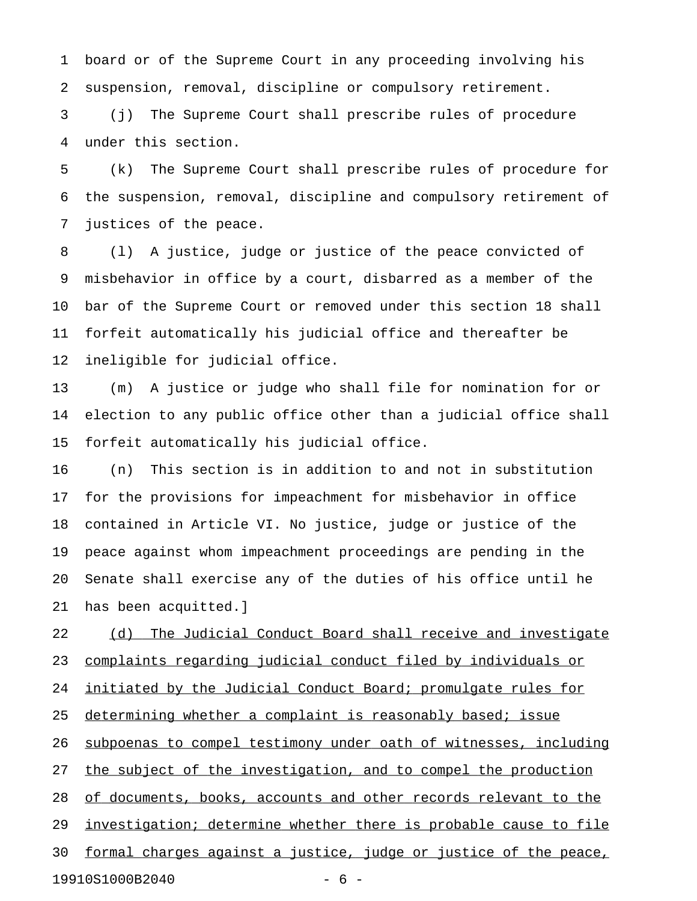board or of the Supreme Court in any proceeding involving his suspension, removal, discipline or compulsory retirement.

(j) The Supreme Court shall prescribe rules of procedure under this section.

(k) The Supreme Court shall prescribe rules of procedure for the suspension, removal, discipline and compulsory retirement of justices of the peace.

(l) A justice, judge or justice of the peace convicted of misbehavior in office by a court, disbarred as a member of the bar of the Supreme Court or removed under this section 18 shall forfeit automatically his judicial office and thereafter be ineligible for judicial office.

(m) A justice or judge who shall file for nomination for or election to any public office other than a judicial office shall forfeit automatically his judicial office.

(n) This section is in addition to and not in substitution for the provisions for impeachment for misbehavior in office contained in Article VI. No justice, judge or justice of the peace against whom impeachment proceedings are pending in the Senate shall exercise any of the duties of his office until he has been acquitted.]

<u>(d) The Judicial Conduct Board shall receive and investigate complaints regarding judicial conduct filed by individuals or initiated by the Judicial Conduct Board; promulgate rules for determining whether a complaint is reasonably based; issue subpoenas to compel testimony under oath of witnesses, including the subject of the investigation, and to compel the production of documents, books, accounts and other records relevant to the investigation; determine whether there is probable cause to file formal charges against a justice, judge or justice of the peace,</u>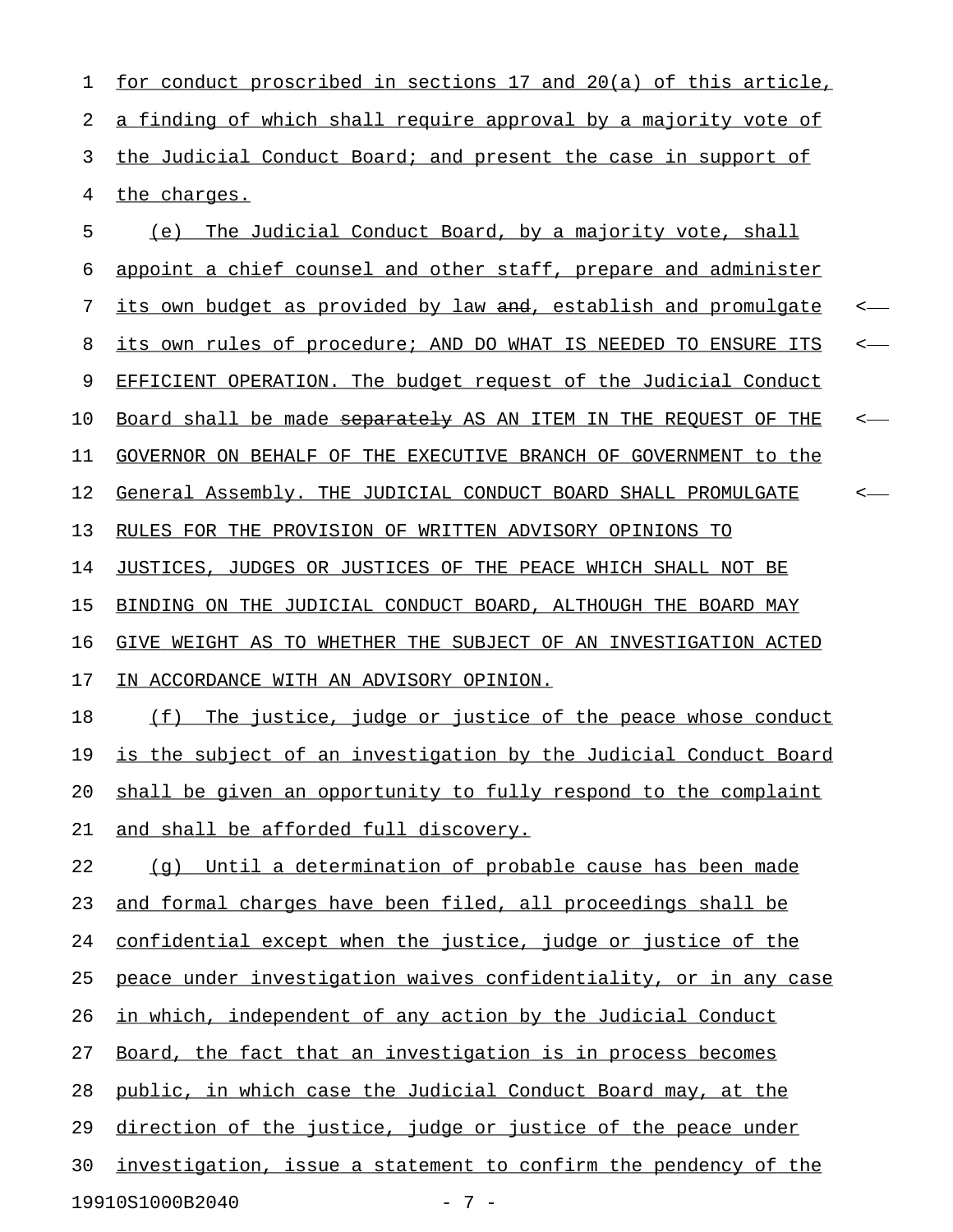for conduct proscribed in sections 17 and 20(a) of this article, a finding of which shall require approval by a majority vote of the Judicial Conduct Board; and present the case in support of the charges.

(e) The Judicial Conduct Board, by a majority vote, shall appoint a chief counsel and other staff, prepare and administer its own budget as provided by law ~~and~~, establish and promulgate its own rules of procedure; AND DO WHAT IS NEEDED TO ENSURE ITS EFFICIENT OPERATION. The budget request of the Judicial Conduct Board shall be made ~~separately~~ AS AN ITEM IN THE REQUEST OF THE GOVERNOR ON BEHALF OF THE EXECUTIVE BRANCH OF GOVERNMENT to the General Assembly. THE JUDICIAL CONDUCT BOARD SHALL PROMULGATE RULES FOR THE PROVISION OF WRITTEN ADVISORY OPINIONS TO JUSTICES, JUDGES OR JUSTICES OF THE PEACE WHICH SHALL NOT BE BINDING ON THE JUDICIAL CONDUCT BOARD, ALTHOUGH THE BOARD MAY GIVE WEIGHT AS TO WHETHER THE SUBJECT OF AN INVESTIGATION ACTED IN ACCORDANCE WITH AN ADVISORY OPINION.

(f) The justice, judge or justice of the peace whose conduct is the subject of an investigation by the Judicial Conduct Board shall be given an opportunity to fully respond to the complaint and shall be afforded full discovery.

(g) Until a determination of probable cause has been made and formal charges have been filed, all proceedings shall be confidential except when the justice, judge or justice of the peace under investigation waives confidentiality, or in any case in which, independent of any action by the Judicial Conduct Board, the fact that an investigation is in process becomes public, in which case the Judicial Conduct Board may, at the direction of the justice, judge or justice of the peace under investigation, issue a statement to confirm the pendency of the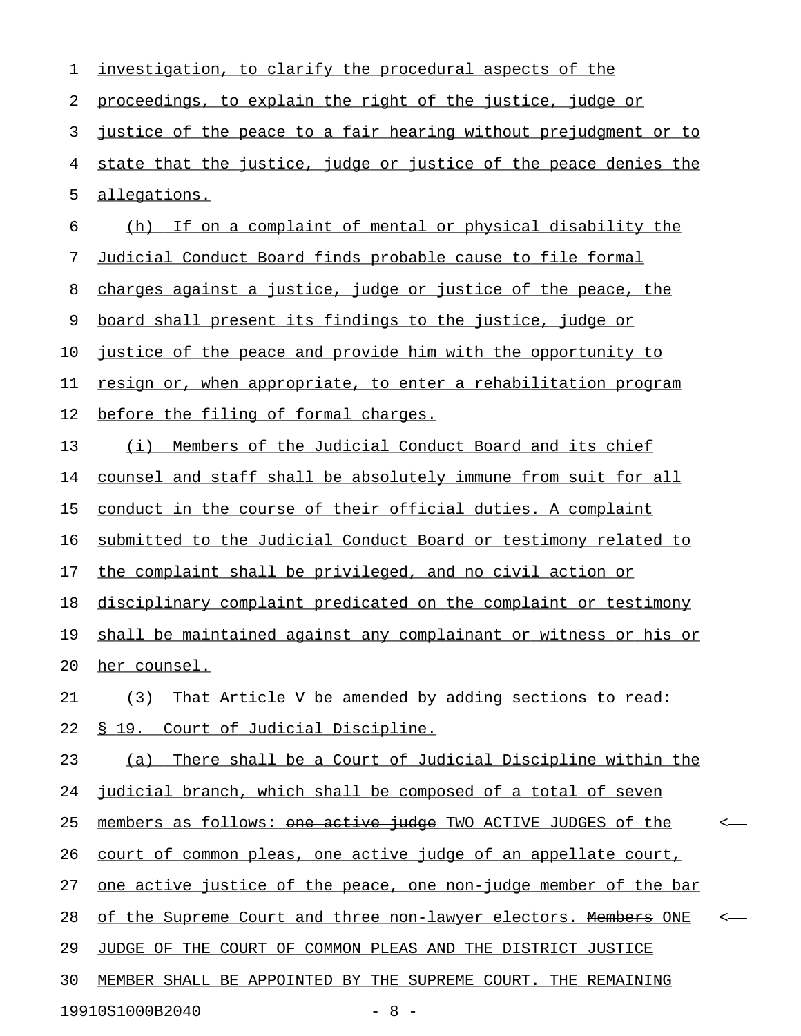investigation, to clarify the procedural aspects of the proceedings, to explain the right of the justice, judge or justice of the peace to a fair hearing without prejudgment or to state that the justice, judge or justice of the peace denies the allegations.

(h) If on a complaint of mental or physical disability the Judicial Conduct Board finds probable cause to file formal charges against a justice, judge or justice of the peace, the board shall present its findings to the justice, judge or justice of the peace and provide him with the opportunity to resign or, when appropriate, to enter a rehabilitation program before the filing of formal charges.

(i) Members of the Judicial Conduct Board and its chief counsel and staff shall be absolutely immune from suit for all conduct in the course of their official duties. A complaint submitted to the Judicial Conduct Board or testimony related to the complaint shall be privileged, and no civil action or disciplinary complaint predicated on the complaint or testimony shall be maintained against any complainant or witness or his or her counsel.

(3) That Article V be amended by adding sections to read:

§ 19. Court of Judicial Discipline.

(a) There shall be a Court of Judicial Discipline within the judicial branch, which shall be composed of a total of seven members as follows: ~~one active judge~~ TWO ACTIVE JUDGES of the court of common pleas, one active judge of an appellate court, one active justice of the peace, one non-judge member of the bar of the Supreme Court and three non-lawyer electors. ~~Members~~ ONE JUDGE OF THE COURT OF COMMON PLEAS AND THE DISTRICT JUSTICE MEMBER SHALL BE APPOINTED BY THE SUPREME COURT. THE REMAINING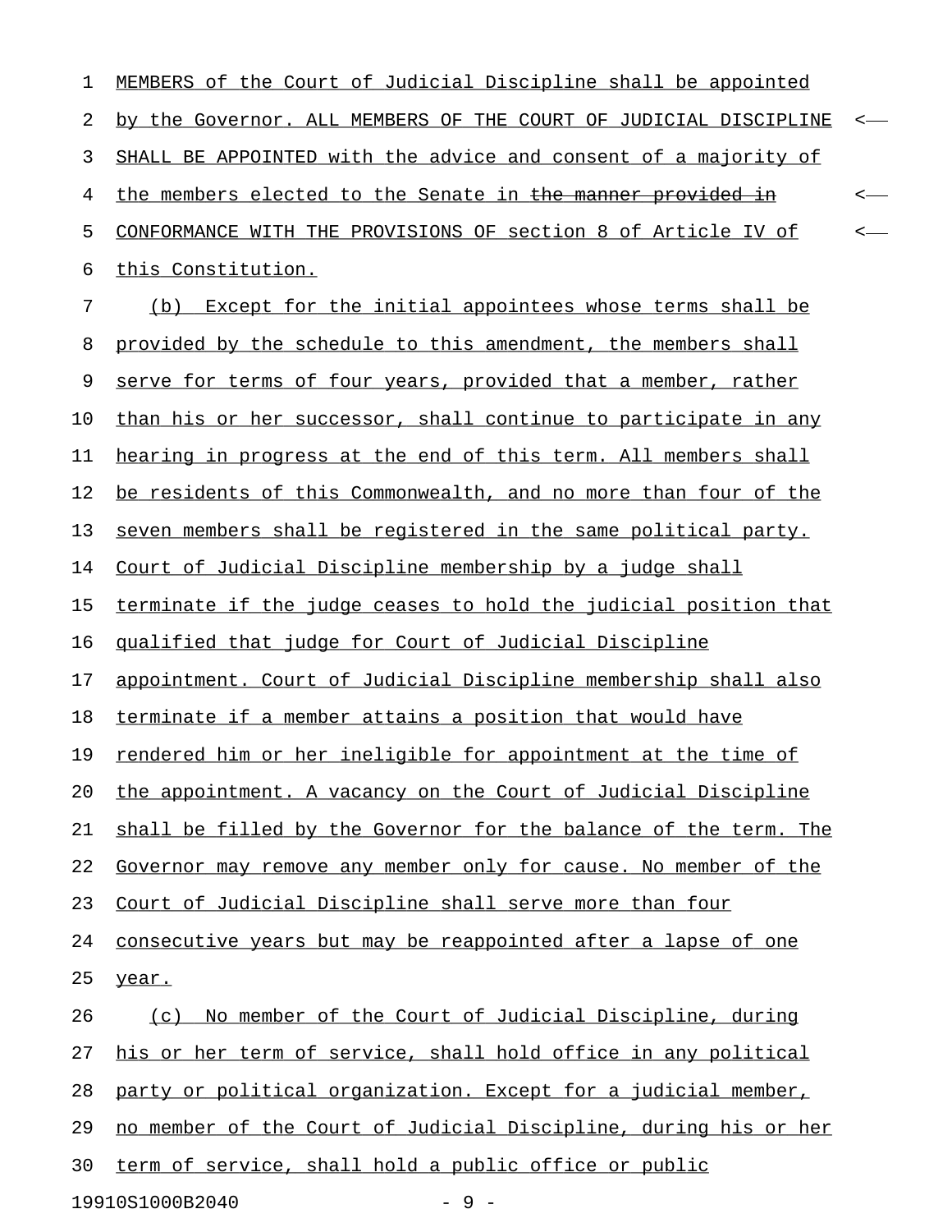MEMBERS of the Court of Judicial Discipline shall be appointed by the Governor. ALL MEMBERS OF THE COURT OF JUDICIAL DISCIPLINE SHALL BE APPOINTED with the advice and consent of a majority of the members elected to the Senate in ~~the manner provided in~~ CONFORMANCE WITH THE PROVISIONS OF section 8 of Article IV of this Constitution.

(b) Except for the initial appointees whose terms shall be provided by the schedule to this amendment, the members shall serve for terms of four years, provided that a member, rather than his or her successor, shall continue to participate in any hearing in progress at the end of this term. All members shall be residents of this Commonwealth, and no more than four of the seven members shall be registered in the same political party. Court of Judicial Discipline membership by a judge shall terminate if the judge ceases to hold the judicial position that qualified that judge for Court of Judicial Discipline appointment. Court of Judicial Discipline membership shall also terminate if a member attains a position that would have rendered him or her ineligible for appointment at the time of the appointment. A vacancy on the Court of Judicial Discipline shall be filled by the Governor for the balance of the term. The Governor may remove any member only for cause. No member of the Court of Judicial Discipline shall serve more than four consecutive years but may be reappointed after a lapse of one year.

(c) No member of the Court of Judicial Discipline, during his or her term of service, shall hold office in any political party or political organization. Except for a judicial member, no member of the Court of Judicial Discipline, during his or her term of service, shall hold a public office or public

19910S1000B2040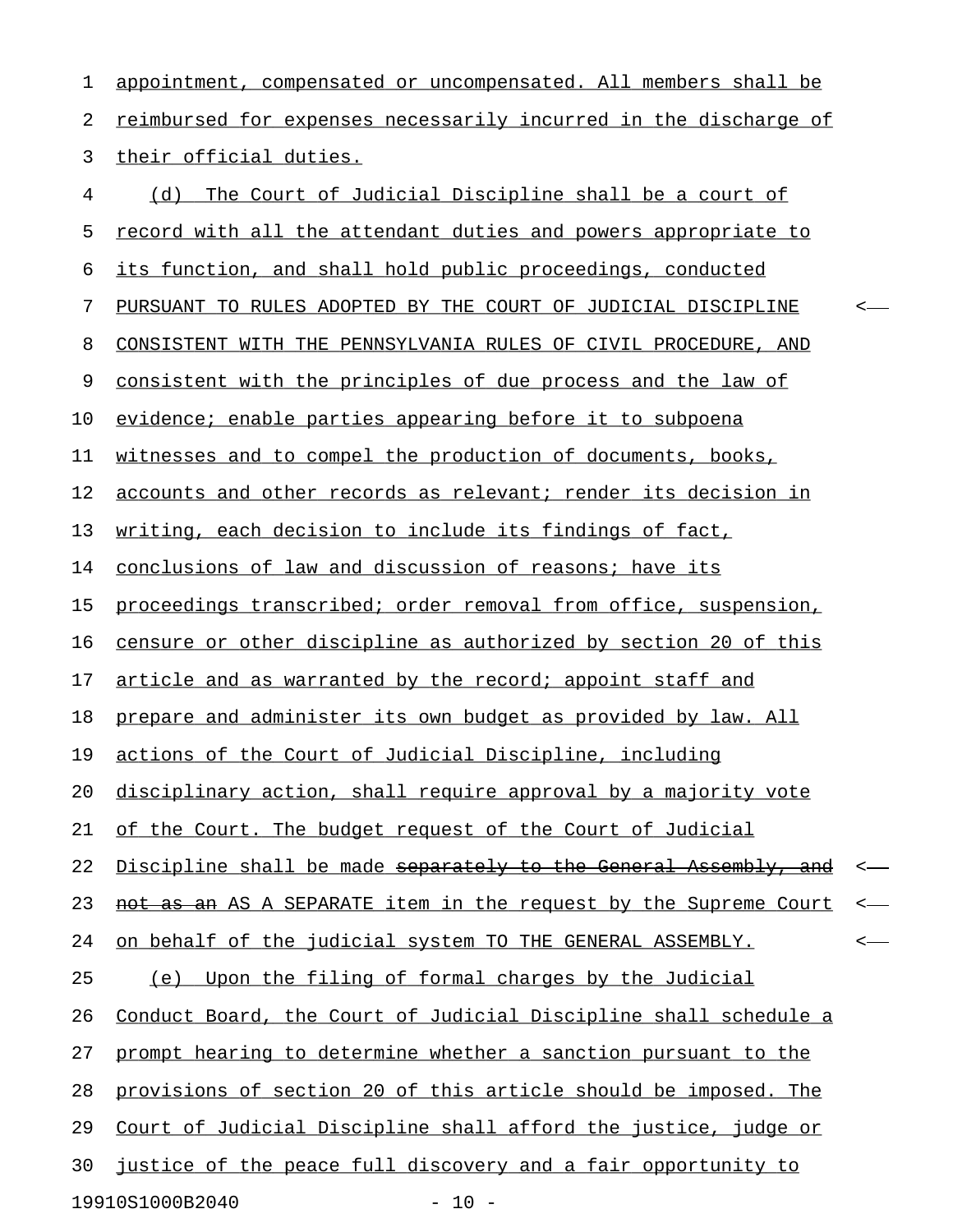appointment, compensated or uncompensated. All members shall be reimbursed for expenses necessarily incurred in the discharge of their official duties.

(d) The Court of Judicial Discipline shall be a court of record with all the attendant duties and powers appropriate to its function, and shall hold public proceedings, conducted PURSUANT TO RULES ADOPTED BY THE COURT OF JUDICIAL DISCIPLINE CONSISTENT WITH THE PENNSYLVANIA RULES OF CIVIL PROCEDURE, AND consistent with the principles of due process and the law of evidence; enable parties appearing before it to subpoena witnesses and to compel the production of documents, books, accounts and other records as relevant; render its decision in writing, each decision to include its findings of fact, conclusions of law and discussion of reasons; have its proceedings transcribed; order removal from office, suspension, censure or other discipline as authorized by section 20 of this article and as warranted by the record; appoint staff and prepare and administer its own budget as provided by law. All actions of the Court of Judicial Discipline, including disciplinary action, shall require approval by a majority vote of the Court. The budget request of the Court of Judicial Discipline shall be made ~~separately to the General Assembly, and not as an~~ AS A SEPARATE item in the request by the Supreme Court on behalf of the judicial system TO THE GENERAL ASSEMBLY.

(e) Upon the filing of formal charges by the Judicial Conduct Board, the Court of Judicial Discipline shall schedule a prompt hearing to determine whether a sanction pursuant to the provisions of section 20 of this article should be imposed. The Court of Judicial Discipline shall afford the justice, judge or justice of the peace full discovery and a fair opportunity to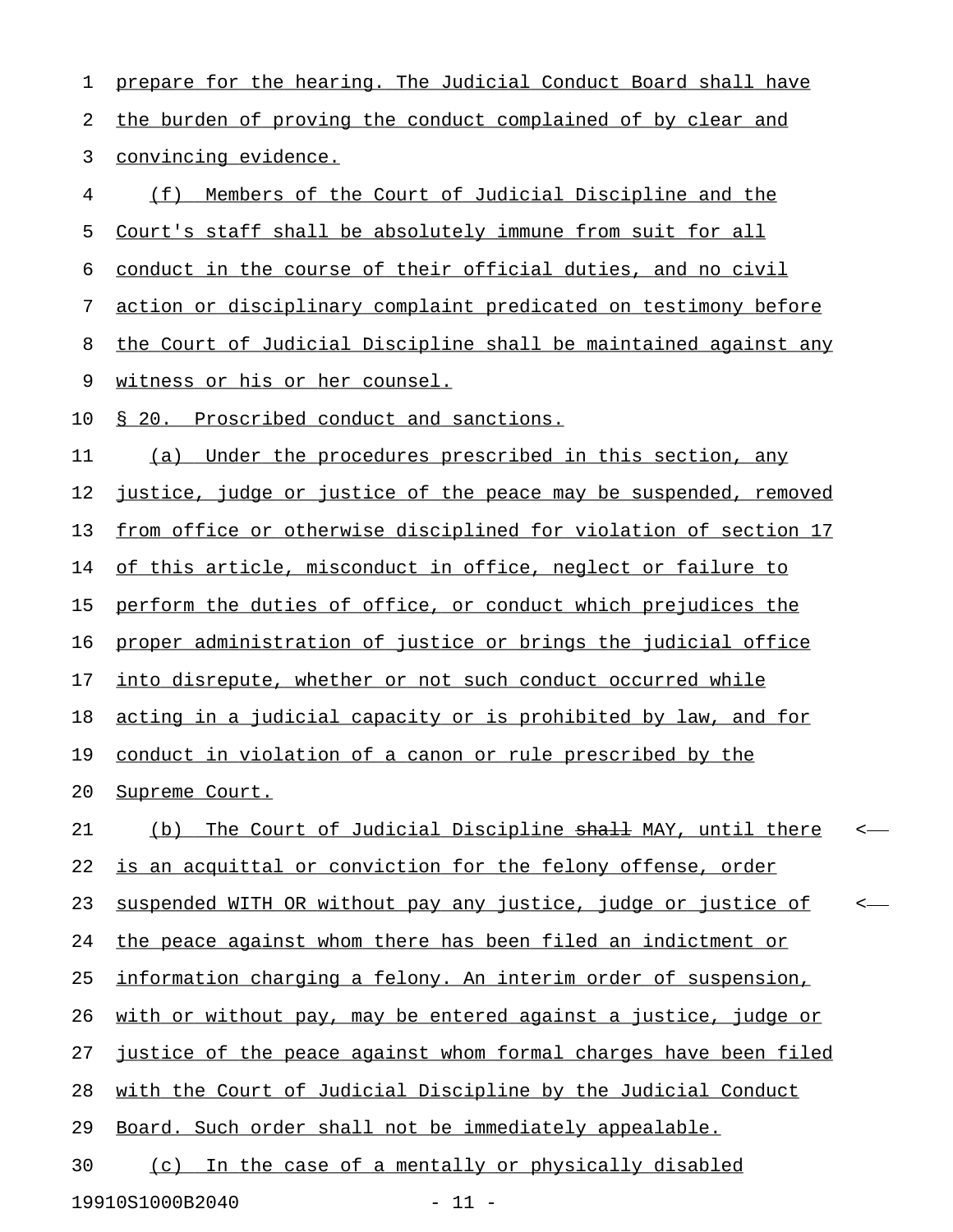prepare for the hearing. The Judicial Conduct Board shall have the burden of proving the conduct complained of by clear and convincing evidence.

(f) Members of the Court of Judicial Discipline and the Court's staff shall be absolutely immune from suit for all conduct in the course of their official duties, and no civil action or disciplinary complaint predicated on testimony before the Court of Judicial Discipline shall be maintained against any witness or his or her counsel.

§ 20. Proscribed conduct and sanctions.

(a) Under the procedures prescribed in this section, any justice, judge or justice of the peace may be suspended, removed from office or otherwise disciplined for violation of section 17 of this article, misconduct in office, neglect or failure to perform the duties of office, or conduct which prejudices the proper administration of justice or brings the judicial office into disrepute, whether or not such conduct occurred while acting in a judicial capacity or is prohibited by law, and for conduct in violation of a canon or rule prescribed by the Supreme Court.

(b) The Court of Judicial Discipline ~~shall~~ MAY, until there is an acquittal or conviction for the felony offense, order suspended WITH OR without pay any justice, judge or justice of the peace against whom there has been filed an indictment or information charging a felony. An interim order of suspension, with or without pay, may be entered against a justice, judge or justice of the peace against whom formal charges have been filed with the Court of Judicial Discipline by the Judicial Conduct Board. Such order shall not be immediately appealable.

(c) In the case of a mentally or physically disabled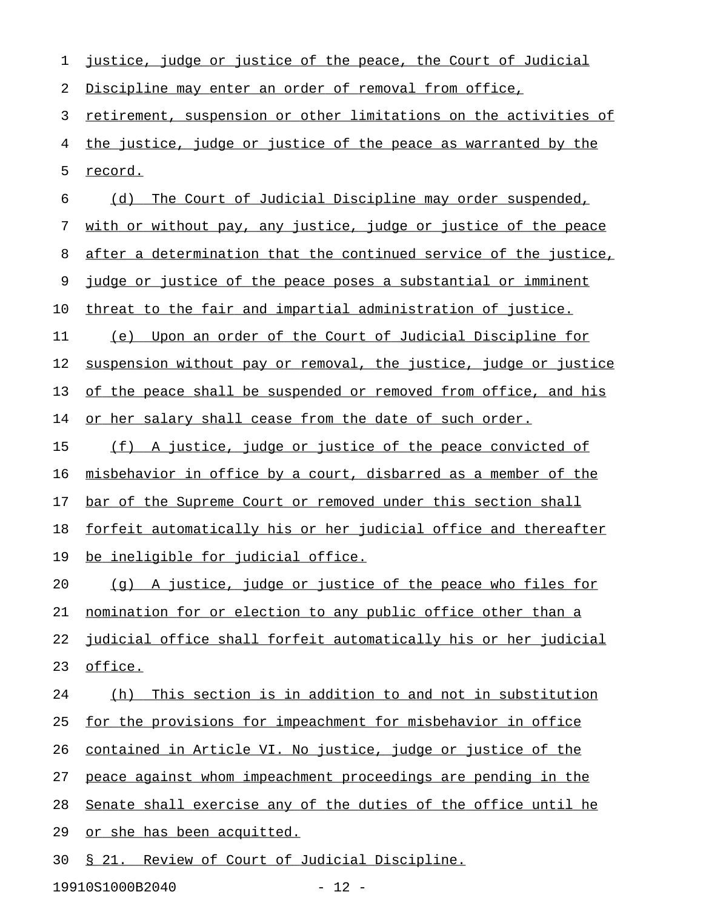justice, judge or justice of the peace, the Court of Judicial Discipline may enter an order of removal from office, retirement, suspension or other limitations on the activities of the justice, judge or justice of the peace as warranted by the record.

(d) The Court of Judicial Discipline may order suspended, with or without pay, any justice, judge or justice of the peace after a determination that the continued service of the justice, judge or justice of the peace poses a substantial or imminent threat to the fair and impartial administration of justice.

(e) Upon an order of the Court of Judicial Discipline for suspension without pay or removal, the justice, judge or justice of the peace shall be suspended or removed from office, and his or her salary shall cease from the date of such order.

(f) A justice, judge or justice of the peace convicted of misbehavior in office by a court, disbarred as a member of the bar of the Supreme Court or removed under this section shall forfeit automatically his or her judicial office and thereafter be ineligible for judicial office.

(g) A justice, judge or justice of the peace who files for nomination for or election to any public office other than a judicial office shall forfeit automatically his or her judicial office.

(h) This section is in addition to and not in substitution for the provisions for impeachment for misbehavior in office contained in Article VI. No justice, judge or justice of the peace against whom impeachment proceedings are pending in the Senate shall exercise any of the duties of the office until he or she has been acquitted.

§ 21. Review of Court of Judicial Discipline.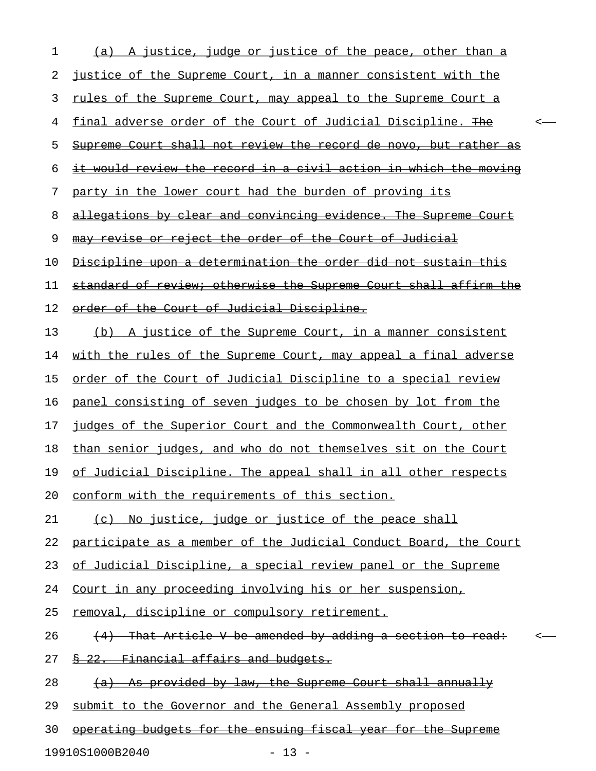(a) A justice, judge or justice of the peace, other than a justice of the Supreme Court, in a manner consistent with the rules of the Supreme Court, may appeal to the Supreme Court a final adverse order of the Court of Judicial Discipline. ~~The Supreme Court shall not review the record de novo, but rather as it would review the record in a civil action in which the moving party in the lower court had the burden of proving its allegations by clear and convincing evidence. The Supreme Court may revise or reject the order of the Court of Judicial Discipline upon a determination the order did not sustain this standard of review; otherwise the Supreme Court shall affirm the order of the Court of Judicial Discipline.~~

(b) A justice of the Supreme Court, in a manner consistent with the rules of the Supreme Court, may appeal a final adverse order of the Court of Judicial Discipline to a special review panel consisting of seven judges to be chosen by lot from the judges of the Superior Court and the Commonwealth Court, other than senior judges, and who do not themselves sit on the Court of Judicial Discipline. The appeal shall in all other respects conform with the requirements of this section.

(c) No justice, judge or justice of the peace shall participate as a member of the Judicial Conduct Board, the Court of Judicial Discipline, a special review panel or the Supreme Court in any proceeding involving his or her suspension, removal, discipline or compulsory retirement.

~~(4) That Article V be amended by adding a section to read:~~

~~§ 22. Financial affairs and budgets.~~

~~(a) As provided by law, the Supreme Court shall annually submit to the Governor and the General Assembly proposed operating budgets for the ensuing fiscal year for the Supreme~~

19910S1000B2040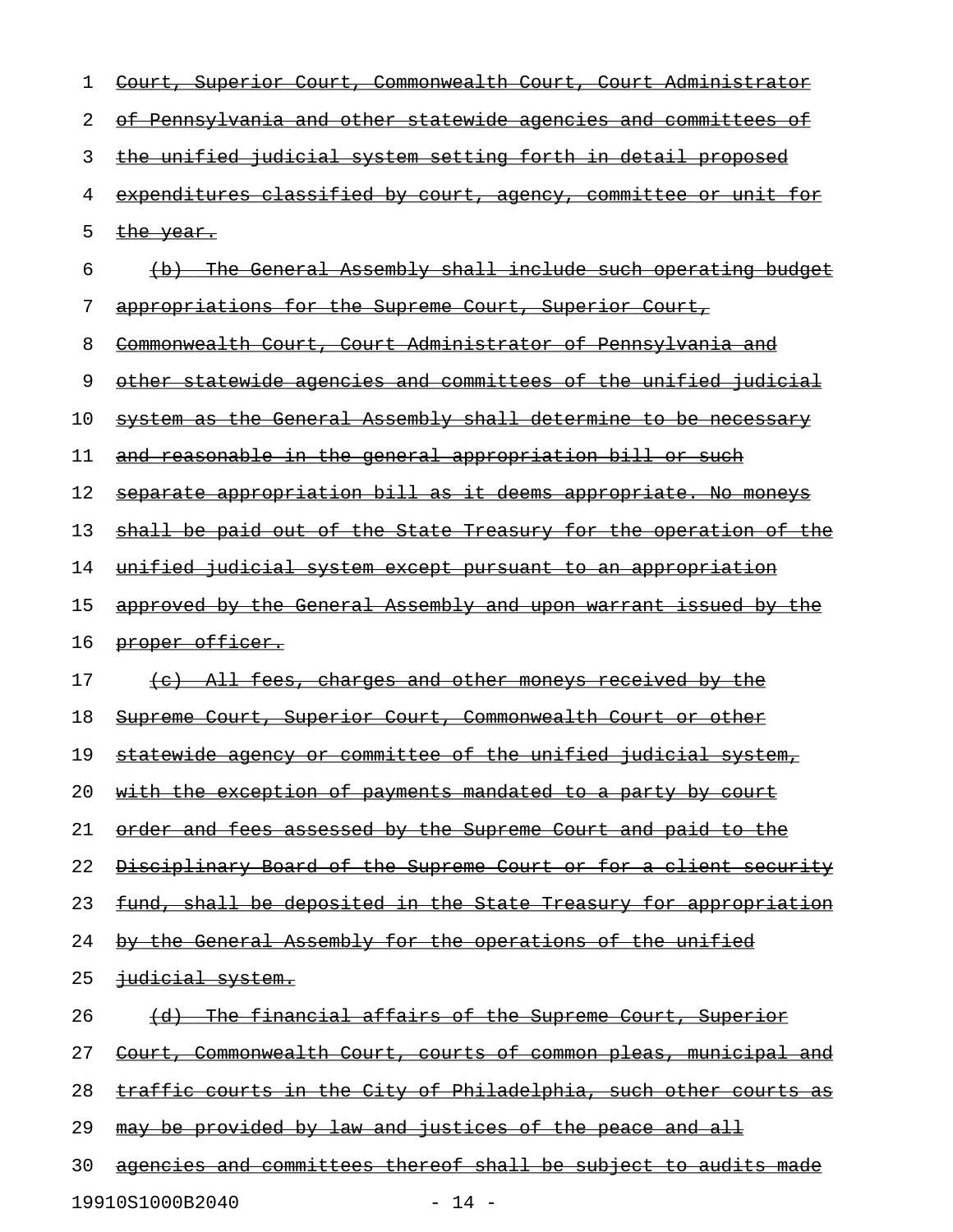Court, Superior Court, Commonwealth Court, Court Administrator of Pennsylvania and other statewide agencies and committees of the unified judicial system setting forth in detail proposed expenditures classified by court, agency, committee or unit for the year.

(b) The General Assembly shall include such operating budget appropriations for the Supreme Court, Superior Court, Commonwealth Court, Court Administrator of Pennsylvania and other statewide agencies and committees of the unified judicial system as the General Assembly shall determine to be necessary and reasonable in the general appropriation bill or such separate appropriation bill as it deems appropriate. No moneys shall be paid out of the State Treasury for the operation of the unified judicial system except pursuant to an appropriation approved by the General Assembly and upon warrant issued by the proper officer.

(c) All fees, charges and other moneys received by the Supreme Court, Superior Court, Commonwealth Court or other statewide agency or committee of the unified judicial system, with the exception of payments mandated to a party by court order and fees assessed by the Supreme Court and paid to the Disciplinary Board of the Supreme Court or for a client security fund, shall be deposited in the State Treasury for appropriation by the General Assembly for the operations of the unified judicial system.

(d) The financial affairs of the Supreme Court, Superior Court, Commonwealth Court, courts of common pleas, municipal and traffic courts in the City of Philadelphia, such other courts as may be provided by law and justices of the peace and all agencies and committees thereof shall be subject to audits made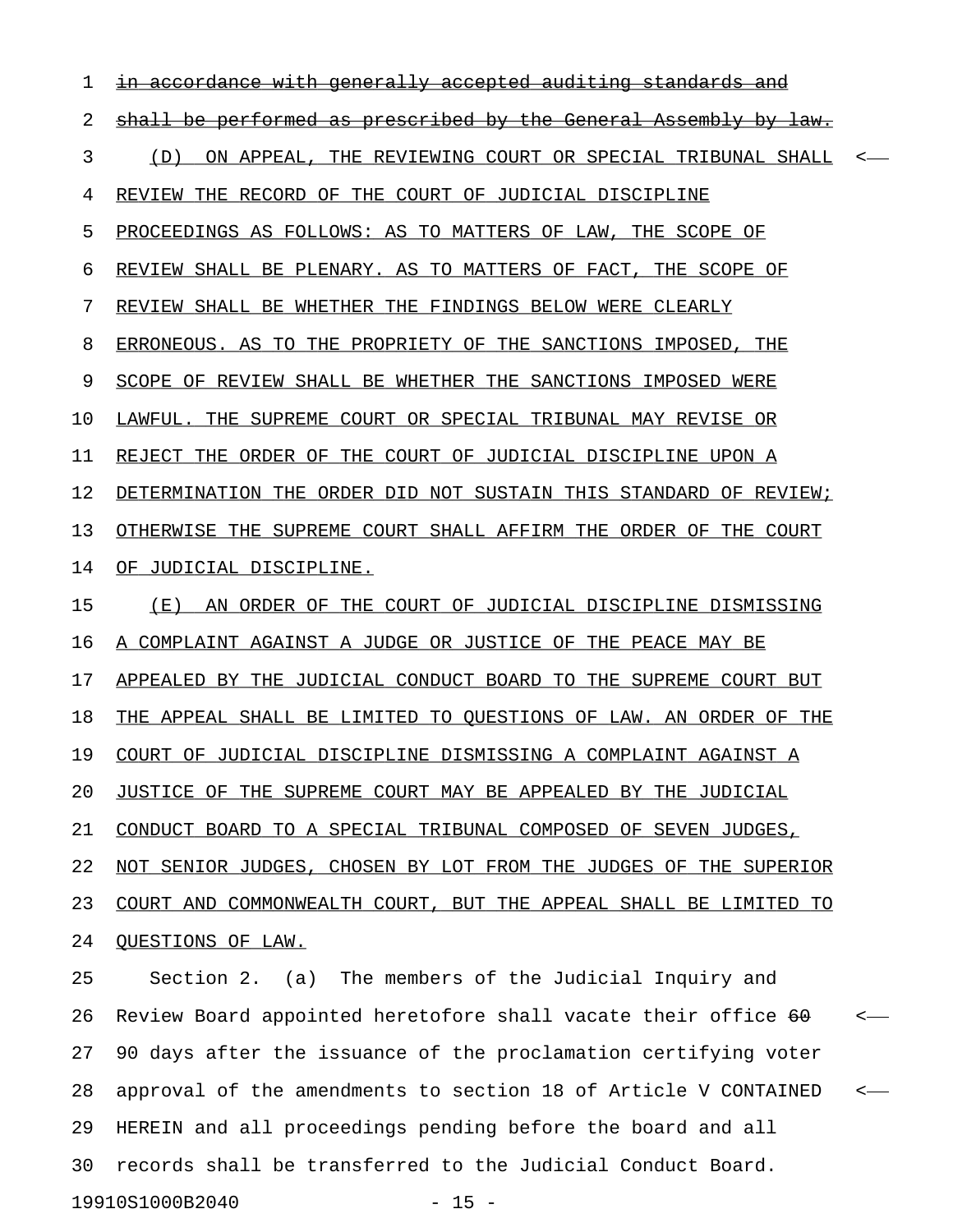~~in accordance with generally accepted auditing standards and shall be performed as prescribed by the General Assembly by law.~~

(D) ON APPEAL, THE REVIEWING COURT OR SPECIAL TRIBUNAL SHALL REVIEW THE RECORD OF THE COURT OF JUDICIAL DISCIPLINE PROCEEDINGS AS FOLLOWS: AS TO MATTERS OF LAW, THE SCOPE OF REVIEW SHALL BE PLENARY. AS TO MATTERS OF FACT, THE SCOPE OF REVIEW SHALL BE WHETHER THE FINDINGS BELOW WERE CLEARLY ERRONEOUS. AS TO THE PROPRIETY OF THE SANCTIONS IMPOSED, THE SCOPE OF REVIEW SHALL BE WHETHER THE SANCTIONS IMPOSED WERE LAWFUL. THE SUPREME COURT OR SPECIAL TRIBUNAL MAY REVISE OR REJECT THE ORDER OF THE COURT OF JUDICIAL DISCIPLINE UPON A DETERMINATION THE ORDER DID NOT SUSTAIN THIS STANDARD OF REVIEW; OTHERWISE THE SUPREME COURT SHALL AFFIRM THE ORDER OF THE COURT OF JUDICIAL DISCIPLINE.

(E) AN ORDER OF THE COURT OF JUDICIAL DISCIPLINE DISMISSING A COMPLAINT AGAINST A JUDGE OR JUSTICE OF THE PEACE MAY BE APPEALED BY THE JUDICIAL CONDUCT BOARD TO THE SUPREME COURT BUT THE APPEAL SHALL BE LIMITED TO QUESTIONS OF LAW. AN ORDER OF THE COURT OF JUDICIAL DISCIPLINE DISMISSING A COMPLAINT AGAINST A JUSTICE OF THE SUPREME COURT MAY BE APPEALED BY THE JUDICIAL CONDUCT BOARD TO A SPECIAL TRIBUNAL COMPOSED OF SEVEN JUDGES, NOT SENIOR JUDGES, CHOSEN BY LOT FROM THE JUDGES OF THE SUPERIOR COURT AND COMMONWEALTH COURT, BUT THE APPEAL SHALL BE LIMITED TO QUESTIONS OF LAW.

Section 2. (a) The members of the Judicial Inquiry and Review Board appointed heretofore shall vacate their office ~~60~~ 90 days after the issuance of the proclamation certifying voter approval of the amendments to section 18 of Article V CONTAINED HEREIN and all proceedings pending before the board and all records shall be transferred to the Judicial Conduct Board.

19910S1000B2040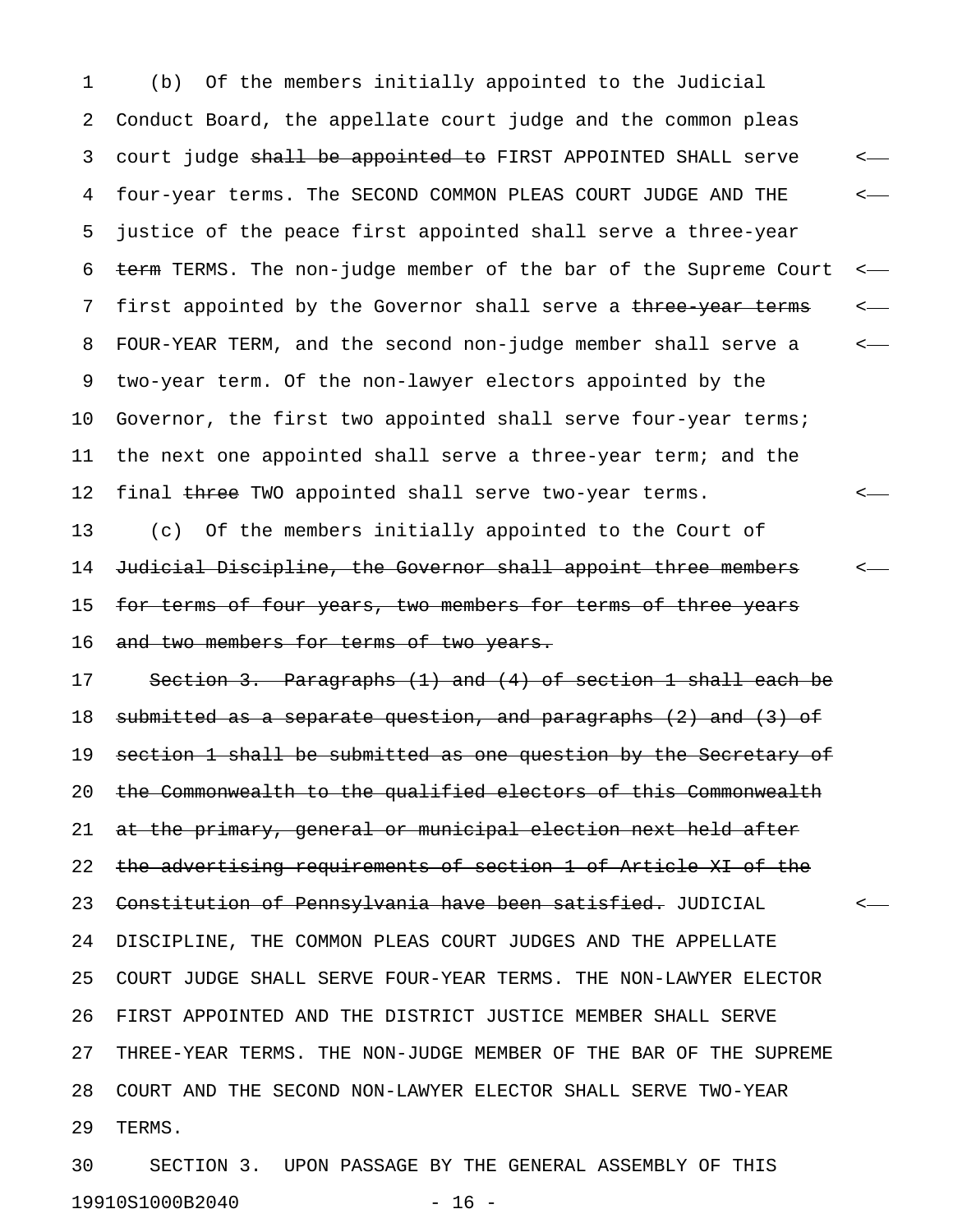(b) Of the members initially appointed to the Judicial Conduct Board, the appellate court judge and the common pleas court judge ~~shall be appointed to~~ FIRST APPOINTED SHALL serve four-year terms. The SECOND COMMON PLEAS COURT JUDGE AND THE justice of the peace first appointed shall serve a three-year ~~term~~ TERMS. The non-judge member of the bar of the Supreme Court first appointed by the Governor shall serve a ~~three-year terms~~ FOUR-YEAR TERM, and the second non-judge member shall serve a two-year term. Of the non-lawyer electors appointed by the Governor, the first two appointed shall serve four-year terms; the next one appointed shall serve a three-year term; and the final ~~three~~ TWO appointed shall serve two-year terms.

(c) Of the members initially appointed to the Court of ~~Judicial Discipline, the Governor shall appoint three members for terms of four years, two members for terms of three years and two members for terms of two years.~~

~~Section 3. Paragraphs (1) and (4) of section 1 shall each be submitted as a separate question, and paragraphs (2) and (3) of section 1 shall be submitted as one question by the Secretary of the Commonwealth to the qualified electors of this Commonwealth at the primary, general or municipal election next held after the advertising requirements of section 1 of Article XI of the Constitution of Pennsylvania have been satisfied.~~ JUDICIAL DISCIPLINE, THE COMMON PLEAS COURT JUDGES AND THE APPELLATE COURT JUDGE SHALL SERVE FOUR-YEAR TERMS. THE NON-LAWYER ELECTOR FIRST APPOINTED AND THE DISTRICT JUSTICE MEMBER SHALL SERVE THREE-YEAR TERMS. THE NON-JUDGE MEMBER OF THE BAR OF THE SUPREME COURT AND THE SECOND NON-LAWYER ELECTOR SHALL SERVE TWO-YEAR TERMS.

SECTION 3. UPON PASSAGE BY THE GENERAL ASSEMBLY OF THIS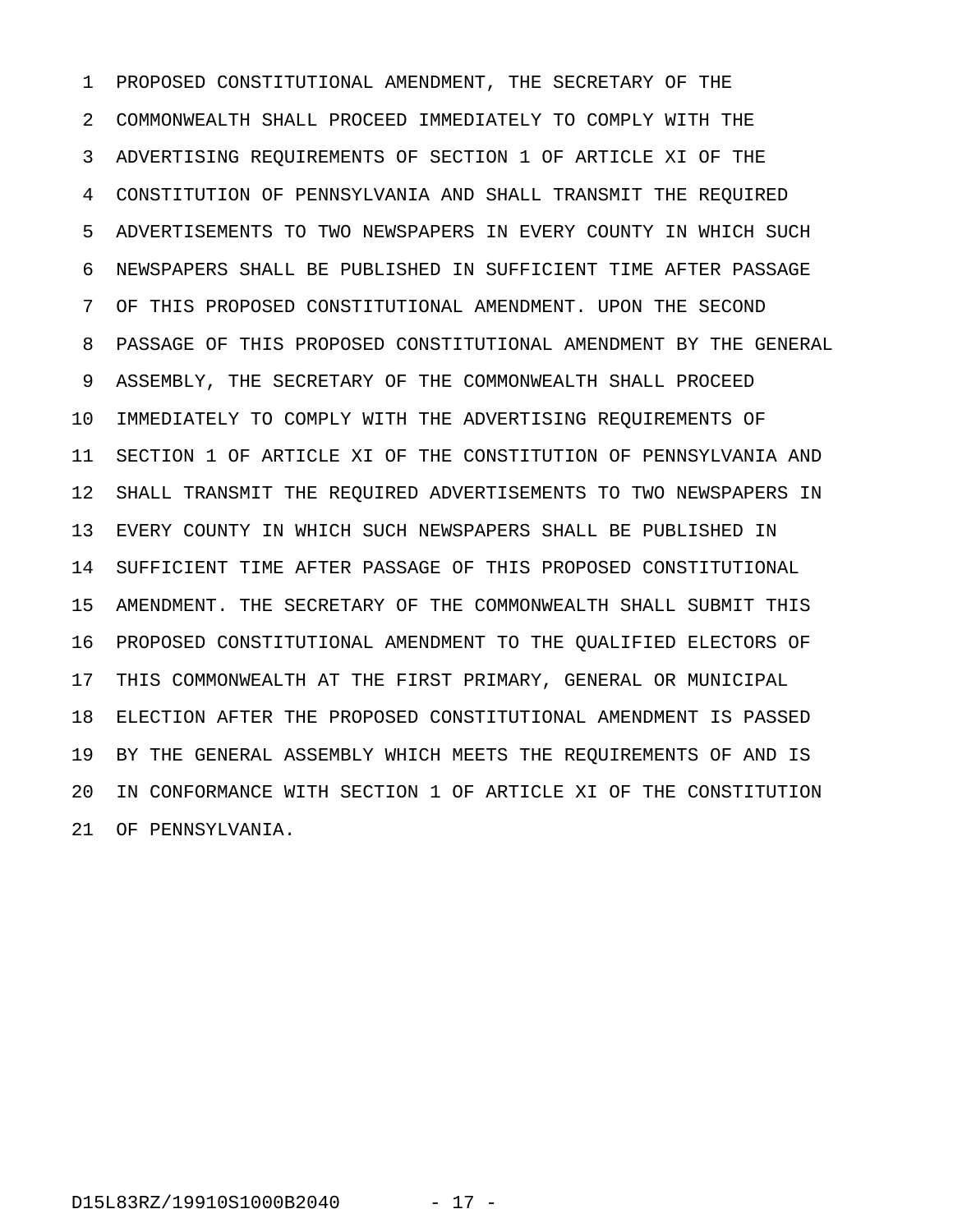PROPOSED CONSTITUTIONAL AMENDMENT, THE SECRETARY OF THE COMMONWEALTH SHALL PROCEED IMMEDIATELY TO COMPLY WITH THE ADVERTISING REQUIREMENTS OF SECTION 1 OF ARTICLE XI OF THE CONSTITUTION OF PENNSYLVANIA AND SHALL TRANSMIT THE REQUIRED ADVERTISEMENTS TO TWO NEWSPAPERS IN EVERY COUNTY IN WHICH SUCH NEWSPAPERS SHALL BE PUBLISHED IN SUFFICIENT TIME AFTER PASSAGE OF THIS PROPOSED CONSTITUTIONAL AMENDMENT. UPON THE SECOND PASSAGE OF THIS PROPOSED CONSTITUTIONAL AMENDMENT BY THE GENERAL ASSEMBLY, THE SECRETARY OF THE COMMONWEALTH SHALL PROCEED IMMEDIATELY TO COMPLY WITH THE ADVERTISING REQUIREMENTS OF SECTION 1 OF ARTICLE XI OF THE CONSTITUTION OF PENNSYLVANIA AND SHALL TRANSMIT THE REQUIRED ADVERTISEMENTS TO TWO NEWSPAPERS IN EVERY COUNTY IN WHICH SUCH NEWSPAPERS SHALL BE PUBLISHED IN SUFFICIENT TIME AFTER PASSAGE OF THIS PROPOSED CONSTITUTIONAL AMENDMENT. THE SECRETARY OF THE COMMONWEALTH SHALL SUBMIT THIS PROPOSED CONSTITUTIONAL AMENDMENT TO THE QUALIFIED ELECTORS OF THIS COMMONWEALTH AT THE FIRST PRIMARY, GENERAL OR MUNICIPAL ELECTION AFTER THE PROPOSED CONSTITUTIONAL AMENDMENT IS PASSED BY THE GENERAL ASSEMBLY WHICH MEETS THE REQUIREMENTS OF AND IS IN CONFORMANCE WITH SECTION 1 OF ARTICLE XI OF THE CONSTITUTION OF PENNSYLVANIA.